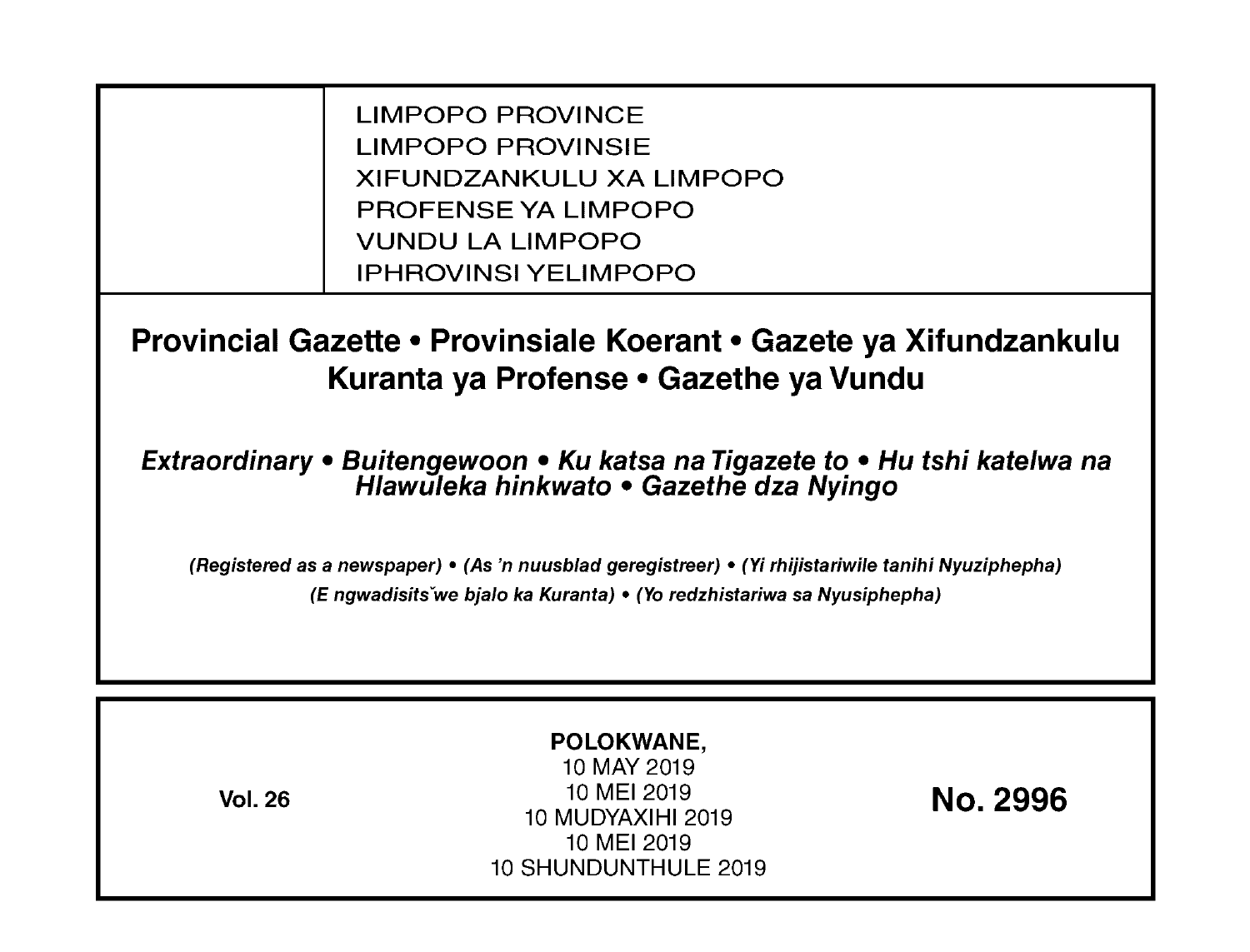LIMPOPO PROVINCE
LIMPOPO PROVINSIE
XIFUNDZANKULU XA LIMPOPO
PROFENSE YA LIMPOPO
VUNDU LA LIMPOPO
IPHROVINSI YELIMPOPO

# Provincial Gazette • Provinsiale Koerant • Gazete ya Xifundzankulu Kuranta ya Profense • Gazethe ya Vundu

***Extraordinary • Buitengewoon • Ku katsa na Tigazete to • Hu tshi katelwa na Hlawuleka hinkwato • Gazethe dza Nyingo***

***(Registered as a newspaper) • (As 'n nuusblad geregistreer) • (Yi rhijistariwile tanihi Nyuziphepha) (E ngwadisitšwe bjalo ka Kuranta) • (Yo redzhistariwa sa Nyusiphepha)***

**Vol. 26**

**POLOKWANE,**
10 MAY 2019
10 MEI 2019
10 MUDYAXIHI 2019
10 MEI 2019
10 SHUNDUNTHULE 2019

**No. 2996**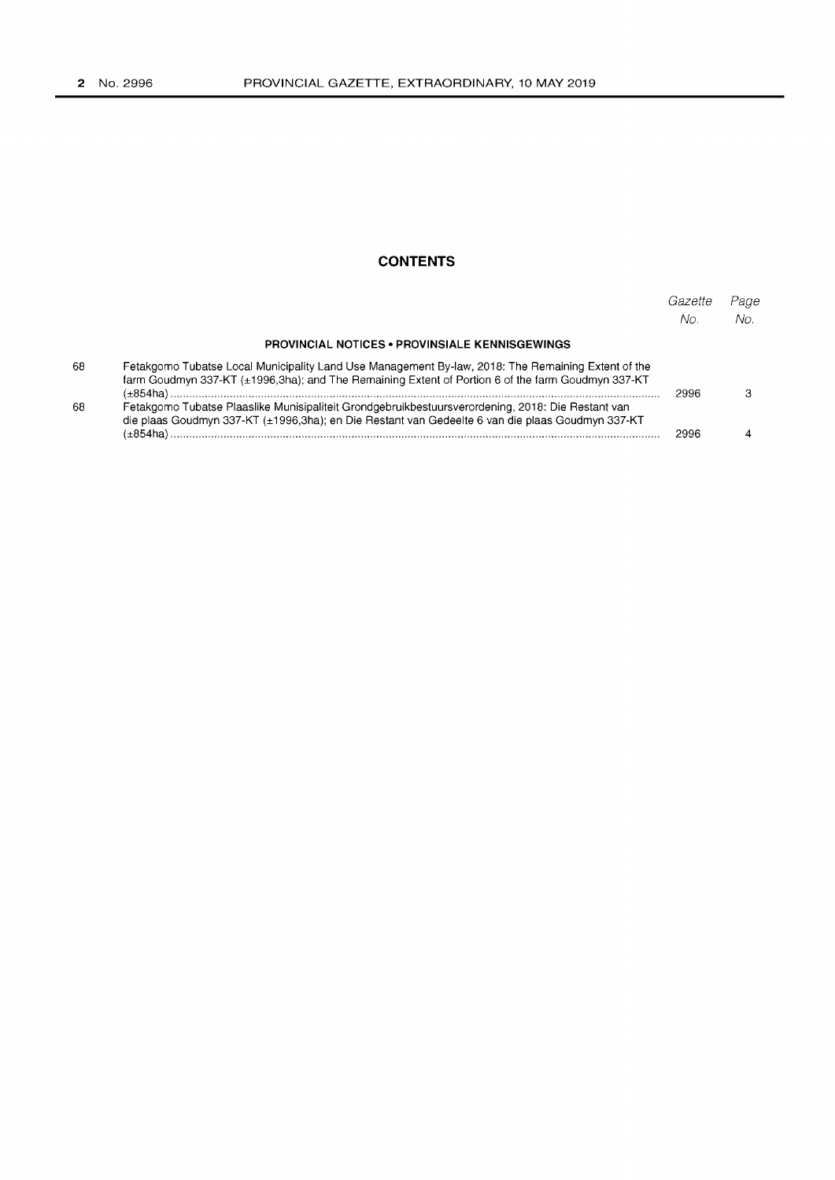## CONTENTS

| | | Gazette No. | Page No. |
|---|---|---|---|
| | **PROVINCIAL NOTICES • PROVINSIALE KENNISGEWINGS** | | |
| 68 | Fetakgomo Tubatse Local Municipality Land Use Management By-law, 2018: The Remaining Extent of the farm Goudmyn 337-KT (±1996,3ha); and The Remaining Extent of Portion 6 of the farm Goudmyn 337-KT (±854ha) | 2996 | 3 |
| 68 | Fetakgomo Tubatse Plaaslike Munisipaliteit Grondgebruikbestuursverordening, 2018: Die Restant van die plaas Goudmyn 337-KT (±1996,3ha); en Die Restant van Gedeelte 6 van die plaas Goudmyn 337-KT (±854ha) | 2996 | 4 |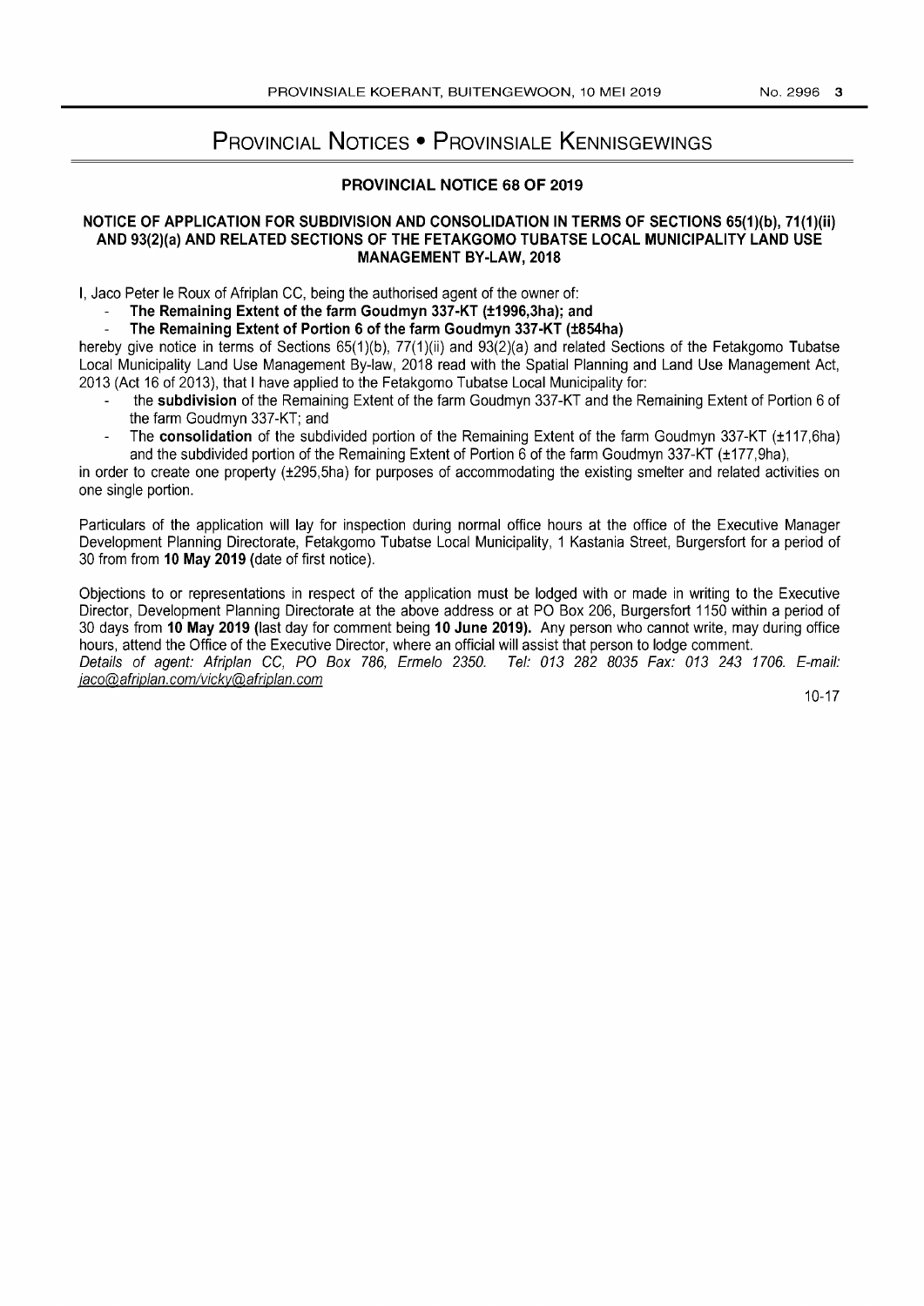# Provincial Notices • Provinsiale Kennisgewings

## PROVINCIAL NOTICE 68 OF 2019

### NOTICE OF APPLICATION FOR SUBDIVISION AND CONSOLIDATION IN TERMS OF SECTIONS 65(1)(b), 71(1)(ii) AND 93(2)(a) AND RELATED SECTIONS OF THE FETAKGOMO TUBATSE LOCAL MUNICIPALITY LAND USE MANAGEMENT BY-LAW, 2018

I, Jaco Peter le Roux of Afriplan CC, being the authorised agent of the owner of:

- **The Remaining Extent of the farm Goudmyn 337-KT (±1996,3ha); and**
- **The Remaining Extent of Portion 6 of the farm Goudmyn 337-KT (±854ha)**

hereby give notice in terms of Sections 65(1)(b), 77(1)(ii) and 93(2)(a) and related Sections of the Fetakgomo Tubatse Local Municipality Land Use Management By-law, 2018 read with the Spatial Planning and Land Use Management Act, 2013 (Act 16 of 2013), that I have applied to the Fetakgomo Tubatse Local Municipality for:

- the **subdivision** of the Remaining Extent of the farm Goudmyn 337-KT and the Remaining Extent of Portion 6 of the farm Goudmyn 337-KT; and
- The **consolidation** of the subdivided portion of the Remaining Extent of the farm Goudmyn 337-KT (±117,6ha) and the subdivided portion of the Remaining Extent of Portion 6 of the farm Goudmyn 337-KT (±177,9ha),

in order to create one property (±295,5ha) for purposes of accommodating the existing smelter and related activities on one single portion.

Particulars of the application will lay for inspection during normal office hours at the office of the Executive Manager Development Planning Directorate, Fetakgomo Tubatse Local Municipality, 1 Kastania Street, Burgersfort for a period of 30 from from **10 May 2019** (date of first notice).

Objections to or representations in respect of the application must be lodged with or made in writing to the Executive Director, Development Planning Directorate at the above address or at PO Box 206, Burgersfort 1150 within a period of 30 days from **10 May 2019** (last day for comment being **10 June 2019**). Any person who cannot write, may during office hours, attend the Office of the Executive Director, where an official will assist that person to lodge comment.

*Details of agent: Afriplan CC, PO Box 786, Ermelo 2350. Tel: 013 282 8035 Fax: 013 243 1706. E-mail: jaco@afriplan.com/vicky@afriplan.com*

10-17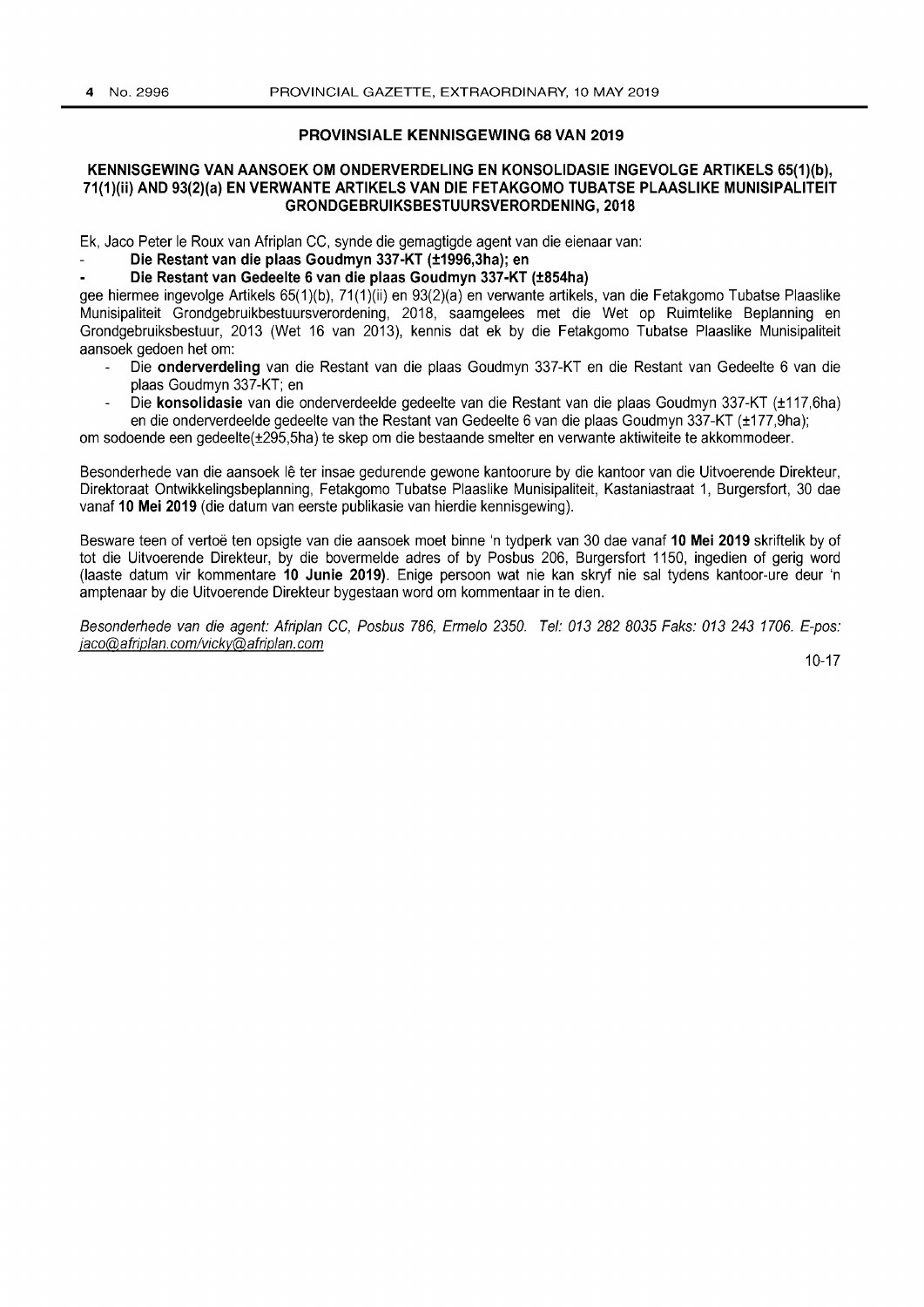## PROVINSIALE KENNISGEWING 68 VAN 2019

### KENNISGEWING VAN AANSOEK OM ONDERVERDELING EN KONSOLIDASIE INGEVOLGE ARTIKELS 65(1)(b), 71(1)(ii) AND 93(2)(a) EN VERWANTE ARTIKELS VAN DIE FETAKGOMO TUBATSE PLAASLIKE MUNISIPALITEIT GRONDGEBRUIKSBESTUURSVERORDENING, 2018

Ek, Jaco Peter le Roux van Afriplan CC, synde die gemagtigde agent van die eienaar van:

- **Die Restant van die plaas Goudmyn 337-KT (±1996,3ha); en**
- **Die Restant van Gedeelte 6 van die plaas Goudmyn 337-KT (±854ha)**

gee hiermee ingevolge Artikels 65(1)(b), 71(1)(ii) en 93(2)(a) en verwante artikels, van die Fetakgomo Tubatse Plaaslike Munisipaliteit Grondgebruikbestuursverordening, 2018, saamgelees met die Wet op Ruimtelike Beplanning en Grondgebruiksbestuur, 2013 (Wet 16 van 2013), kennis dat ek by die Fetakgomo Tubatse Plaaslike Munisipaliteit aansoek gedoen het om:

- Die **onderverdeling** van die Restant van die plaas Goudmyn 337-KT en die Restant van Gedeelte 6 van die plaas Goudmyn 337-KT; en
- Die **konsolidasie** van die onderverdeelde gedeelte van die Restant van die plaas Goudmyn 337-KT (±117,6ha) en die onderverdeelde gedeelte van the Restant van Gedeelte 6 van die plaas Goudmyn 337-KT (±177,9ha);

om sodoende een gedeelte(±295,5ha) te skep om die bestaande smelter en verwante aktiwiteite te akkommodeer.

Besonderhede van die aansoek lê ter insae gedurende gewone kantoorure by die kantoor van die Uitvoerende Direkteur, Direktoraat Ontwikkelingsbeplanning, Fetakgomo Tubatse Plaaslike Munisipaliteit, Kastaniastraat 1, Burgersfort, 30 dae vanaf **10 Mei 2019** (die datum van eerste publikasie van hierdie kennisgewing).

Besware teen of vertoë ten opsigte van die aansoek moet binne 'n tydperk van 30 dae vanaf **10 Mei 2019** skriftelik by of tot die Uitvoerende Direkteur, by die bovermelde adres of by Posbus 206, Burgersfort 1150, ingedien of gerig word (laaste datum vir kommentare **10 Junie 2019**). Enige persoon wat nie kan skryf nie sal tydens kantoor-ure deur 'n amptenaar by die Uitvoerende Direkteur bygestaan word om kommentaar in te dien.

*Besonderhede van die agent: Afriplan CC, Posbus 786, Ermelo 2350. Tel: 013 282 8035 Faks: 013 243 1706. E-pos: jaco@afriplan.com/vicky@afriplan.com*

10-17